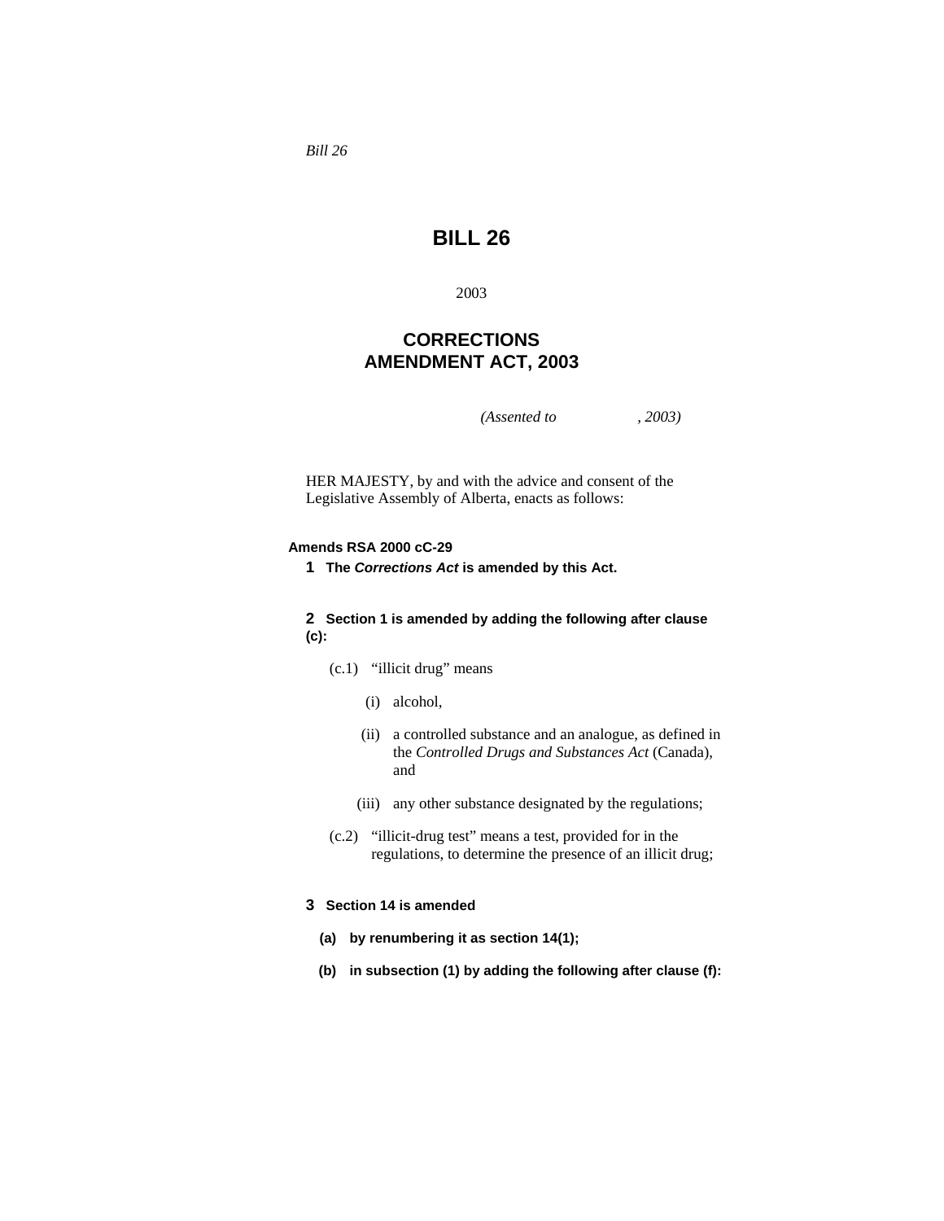*Bill 26*

# BILL 26

2003

## CORRECTIONS AMENDMENT ACT, 2003

*(Assented to , 2003)*

HER MAJESTY, by and with the advice and consent of the Legislative Assembly of Alberta, enacts as follows:

**Amends RSA 2000 cC-29**

**1 The *Corrections Act* is amended by this Act.**

**2 Section 1 is amended by adding the following after clause (c):**

(c.1) "illicit drug" means

(i) alcohol,

(ii) a controlled substance and an analogue, as defined in the *Controlled Drugs and Substances Act* (Canada), and

(iii) any other substance designated by the regulations;

(c.2) "illicit-drug test" means a test, provided for in the regulations, to determine the presence of an illicit drug;

**3 Section 14 is amended**

**(a) by renumbering it as section 14(1);**

**(b) in subsection (1) by adding the following after clause (f):**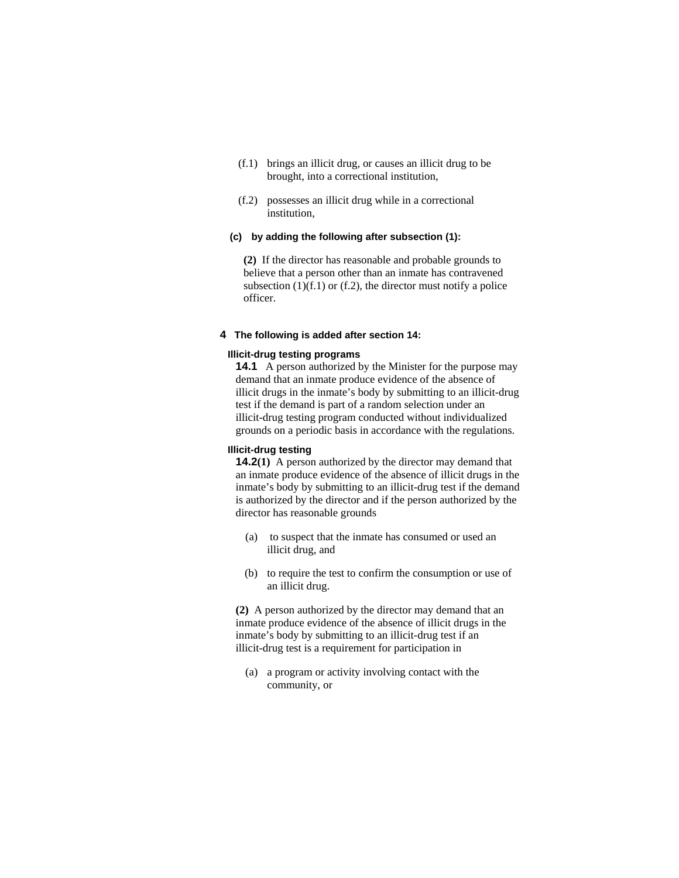(f.1) brings an illicit drug, or causes an illicit drug to be brought, into a correctional institution,

(f.2) possesses an illicit drug while in a correctional institution,

**(c) by adding the following after subsection (1):**

**(2)** If the director has reasonable and probable grounds to believe that a person other than an inmate has contravened subsection (1)(f.1) or (f.2), the director must notify a police officer.

**4 The following is added after section 14:**

**Illicit-drug testing programs**

**14.1** A person authorized by the Minister for the purpose may demand that an inmate produce evidence of the absence of illicit drugs in the inmate's body by submitting to an illicit-drug test if the demand is part of a random selection under an illicit-drug testing program conducted without individualized grounds on a periodic basis in accordance with the regulations.

**Illicit-drug testing**

**14.2(1)** A person authorized by the director may demand that an inmate produce evidence of the absence of illicit drugs in the inmate's body by submitting to an illicit-drug test if the demand is authorized by the director and if the person authorized by the director has reasonable grounds

(a) to suspect that the inmate has consumed or used an illicit drug, and

(b) to require the test to confirm the consumption or use of an illicit drug.

**(2)** A person authorized by the director may demand that an inmate produce evidence of the absence of illicit drugs in the inmate's body by submitting to an illicit-drug test if an illicit-drug test is a requirement for participation in

(a) a program or activity involving contact with the community, or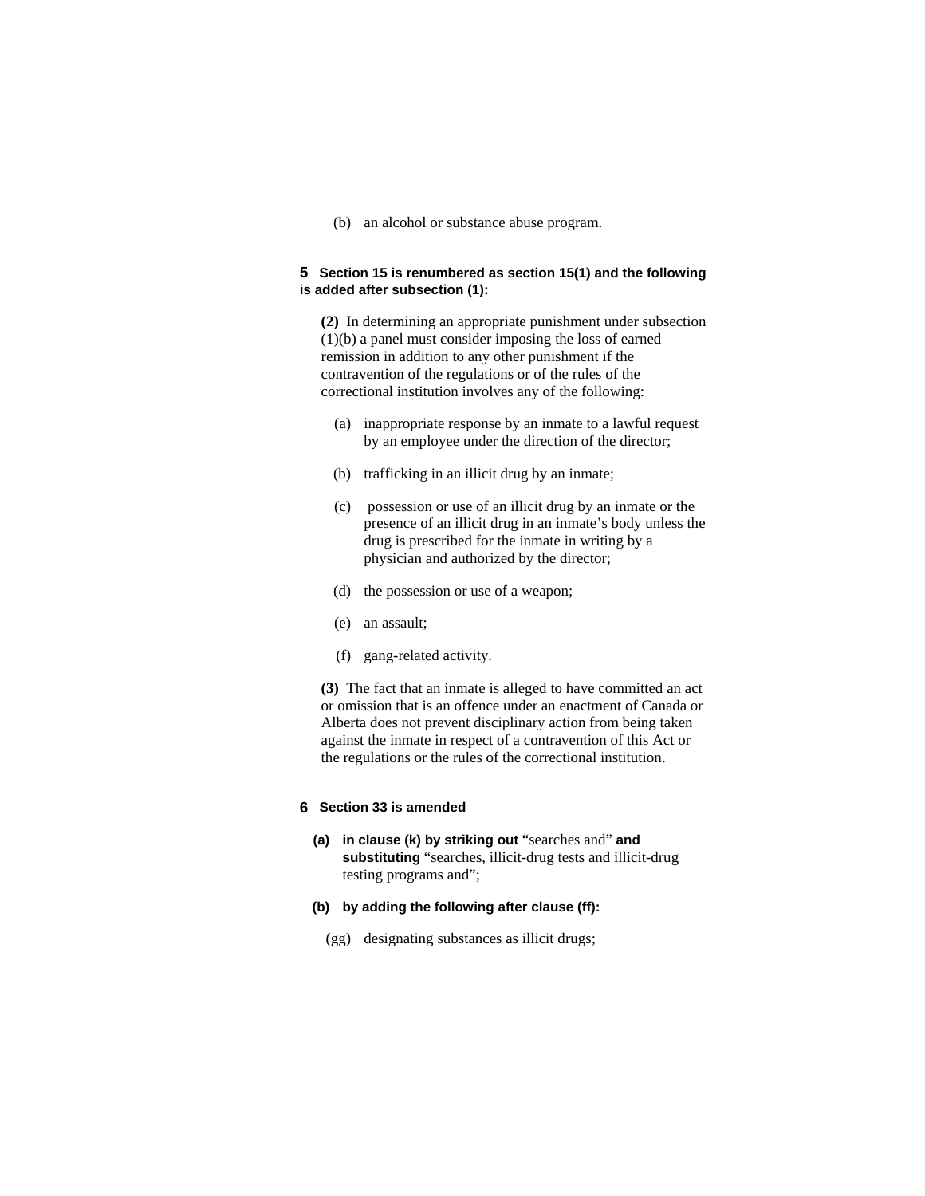(b) an alcohol or substance abuse program.

**5 Section 15 is renumbered as section 15(1) and the following is added after subsection (1):**

**(2)** In determining an appropriate punishment under subsection (1)(b) a panel must consider imposing the loss of earned remission in addition to any other punishment if the contravention of the regulations or of the rules of the correctional institution involves any of the following:

(a) inappropriate response by an inmate to a lawful request by an employee under the direction of the director;

(b) trafficking in an illicit drug by an inmate;

(c) possession or use of an illicit drug by an inmate or the presence of an illicit drug in an inmate's body unless the drug is prescribed for the inmate in writing by a physician and authorized by the director;

(d) the possession or use of a weapon;

(e) an assault;

(f) gang-related activity.

**(3)** The fact that an inmate is alleged to have committed an act or omission that is an offence under an enactment of Canada or Alberta does not prevent disciplinary action from being taken against the inmate in respect of a contravention of this Act or the regulations or the rules of the correctional institution.

**6 Section 33 is amended**

**(a) in clause (k) by striking out** "searches and" **and substituting** "searches, illicit-drug tests and illicit-drug testing programs and";

**(b) by adding the following after clause (ff):**

(gg) designating substances as illicit drugs;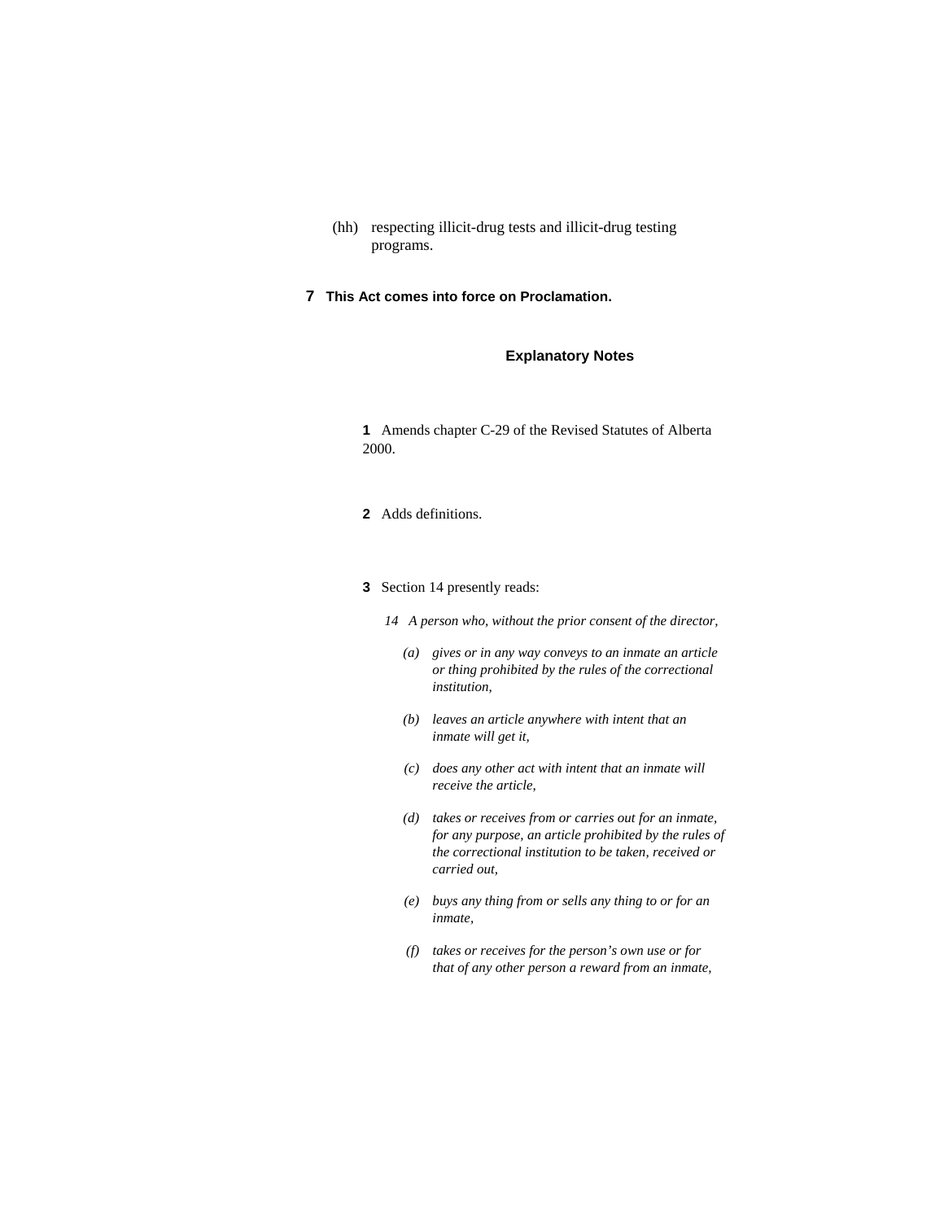(hh) respecting illicit-drug tests and illicit-drug testing programs.

**7** **This Act comes into force on Proclamation.**

## Explanatory Notes

**1** Amends chapter C-29 of the Revised Statutes of Alberta 2000.

**2** Adds definitions.

**3** Section 14 presently reads:

*14 A person who, without the prior consent of the director,*

*(a) gives or in any way conveys to an inmate an article or thing prohibited by the rules of the correctional institution,*

*(b) leaves an article anywhere with intent that an inmate will get it,*

*(c) does any other act with intent that an inmate will receive the article,*

*(d) takes or receives from or carries out for an inmate, for any purpose, an article prohibited by the rules of the correctional institution to be taken, received or carried out,*

*(e) buys any thing from or sells any thing to or for an inmate,*

*(f) takes or receives for the person's own use or for that of any other person a reward from an inmate,*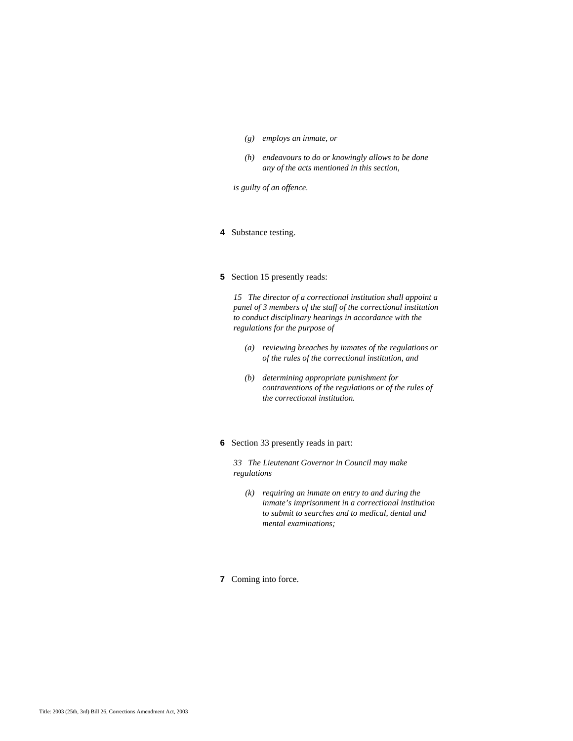*(g) employs an inmate, or*

*(h) endeavours to do or knowingly allows to be done any of the acts mentioned in this section,*

*is guilty of an offence.*

**4** Substance testing.

**5** Section 15 presently reads:

*15 The director of a correctional institution shall appoint a panel of 3 members of the staff of the correctional institution to conduct disciplinary hearings in accordance with the regulations for the purpose of*

*(a) reviewing breaches by inmates of the regulations or of the rules of the correctional institution, and*

*(b) determining appropriate punishment for contraventions of the regulations or of the rules of the correctional institution.*

**6** Section 33 presently reads in part:

*33 The Lieutenant Governor in Council may make regulations*

*(k) requiring an inmate on entry to and during the inmate's imprisonment in a correctional institution to submit to searches and to medical, dental and mental examinations;*

**7** Coming into force.